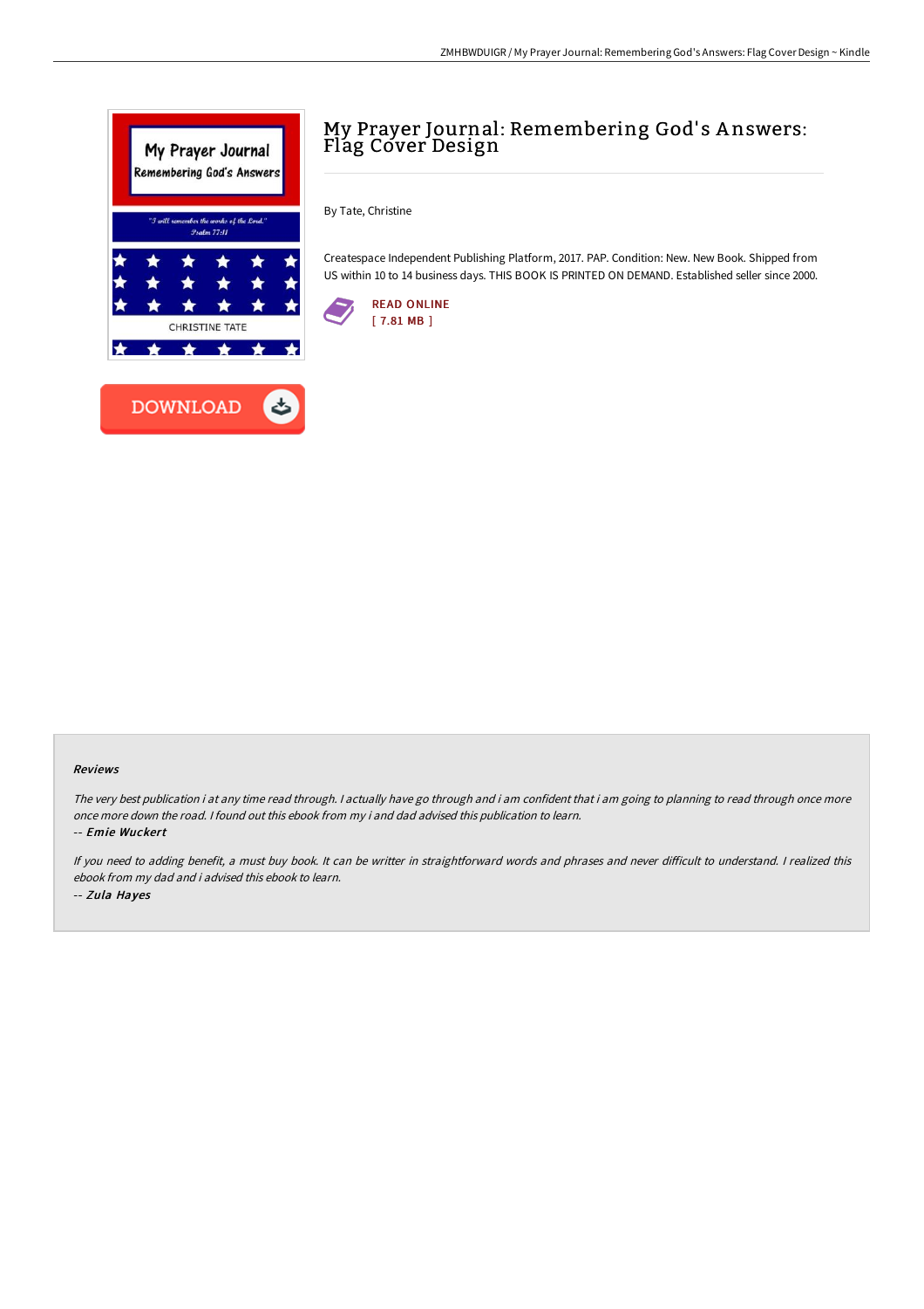# My Prayer Journal: Remembering God's Answers: Flag Cover Design

By Tate, Christine

Createspace Independent Publishing Platform, 2017. PAP. Condition: New. New Book. Shipped from US within 10 to 14 business days. THIS BOOK IS PRINTED ON DEMAND. Established seller since 2000.

READ ONLINE
[ 7.81 MB ]

DOWNLOAD

### Reviews

*The very best publication i at any time read through. I actually have go through and i am confident that i am going to planning to read through once more once more down the road. I found out this ebook from my i and dad advised this publication to learn.*

-- *Emie Wuckert*

*If you need to adding benefit, a must buy book. It can be writter in straightforward words and phrases and never difficult to understand. I realized this ebook from my dad and i advised this ebook to learn.*

-- *Zula Hayes*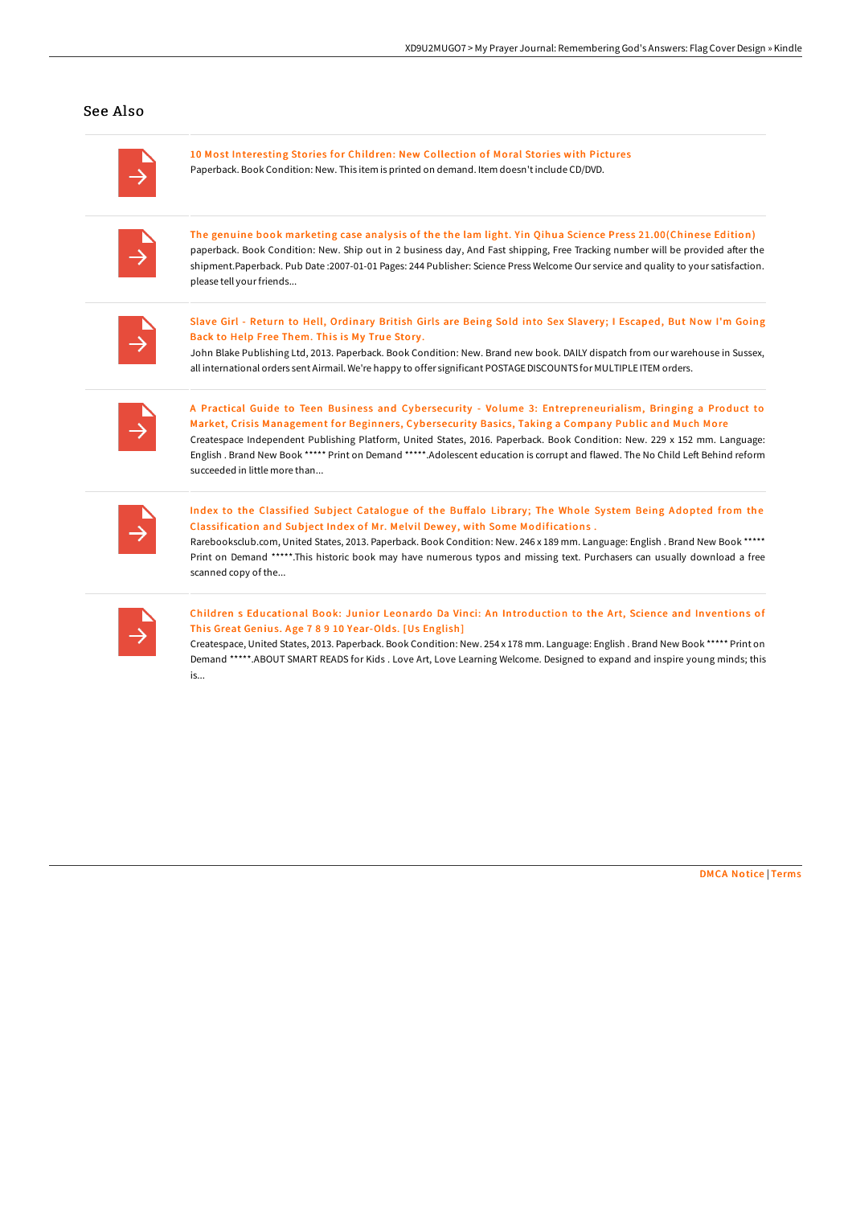## See Also

**10 Most Interesting Stories for Children: New Collection of Moral Stories with Pictures**
Paperback. Book Condition: New. This item is printed on demand. Item doesn't include CD/DVD.

**The genuine book marketing case analysis of the the lam light. Yin Qihua Science Press 21.00(Chinese Edition)**
paperback. Book Condition: New. Ship out in 2 business day, And Fast shipping, Free Tracking number will be provided after the shipment.Paperback. Pub Date :2007-01-01 Pages: 244 Publisher: Science Press Welcome Our service and quality to your satisfaction. please tell your friends...

**Slave Girl - Return to Hell, Ordinary British Girls are Being Sold into Sex Slavery; I Escaped, But Now I'm Going Back to Help Free Them. This is My True Story.**
John Blake Publishing Ltd, 2013. Paperback. Book Condition: New. Brand new book. DAILY dispatch from our warehouse in Sussex, all international orders sent Airmail. We're happy to offer significant POSTAGE DISCOUNTS for MULTIPLE ITEM orders.

**A Practical Guide to Teen Business and Cybersecurity - Volume 3: Entrepreneurialism, Bringing a Product to Market, Crisis Management for Beginners, Cybersecurity Basics, Taking a Company Public and Much More**
Createspace Independent Publishing Platform, United States, 2016. Paperback. Book Condition: New. 229 x 152 mm. Language: English . Brand New Book ***** Print on Demand *****.Adolescent education is corrupt and flawed. The No Child Left Behind reform succeeded in little more than...

**Index to the Classified Subject Catalogue of the Buffalo Library; The Whole System Being Adopted from the Classification and Subject Index of Mr. Melvil Dewey, with Some Modifications .**
Rarebooksclub.com, United States, 2013. Paperback. Book Condition: New. 246 x 189 mm. Language: English . Brand New Book ***** Print on Demand *****.This historic book may have numerous typos and missing text. Purchasers can usually download a free scanned copy of the...

**Children s Educational Book: Junior Leonardo Da Vinci: An Introduction to the Art, Science and Inventions of This Great Genius. Age 7 8 9 10 Year-Olds. [Us English]**
Createspace, United States, 2013. Paperback. Book Condition: New. 254 x 178 mm. Language: English . Brand New Book ***** Print on Demand *****.ABOUT SMART READS for Kids . Love Art, Love Learning Welcome. Designed to expand and inspire young minds; this is...